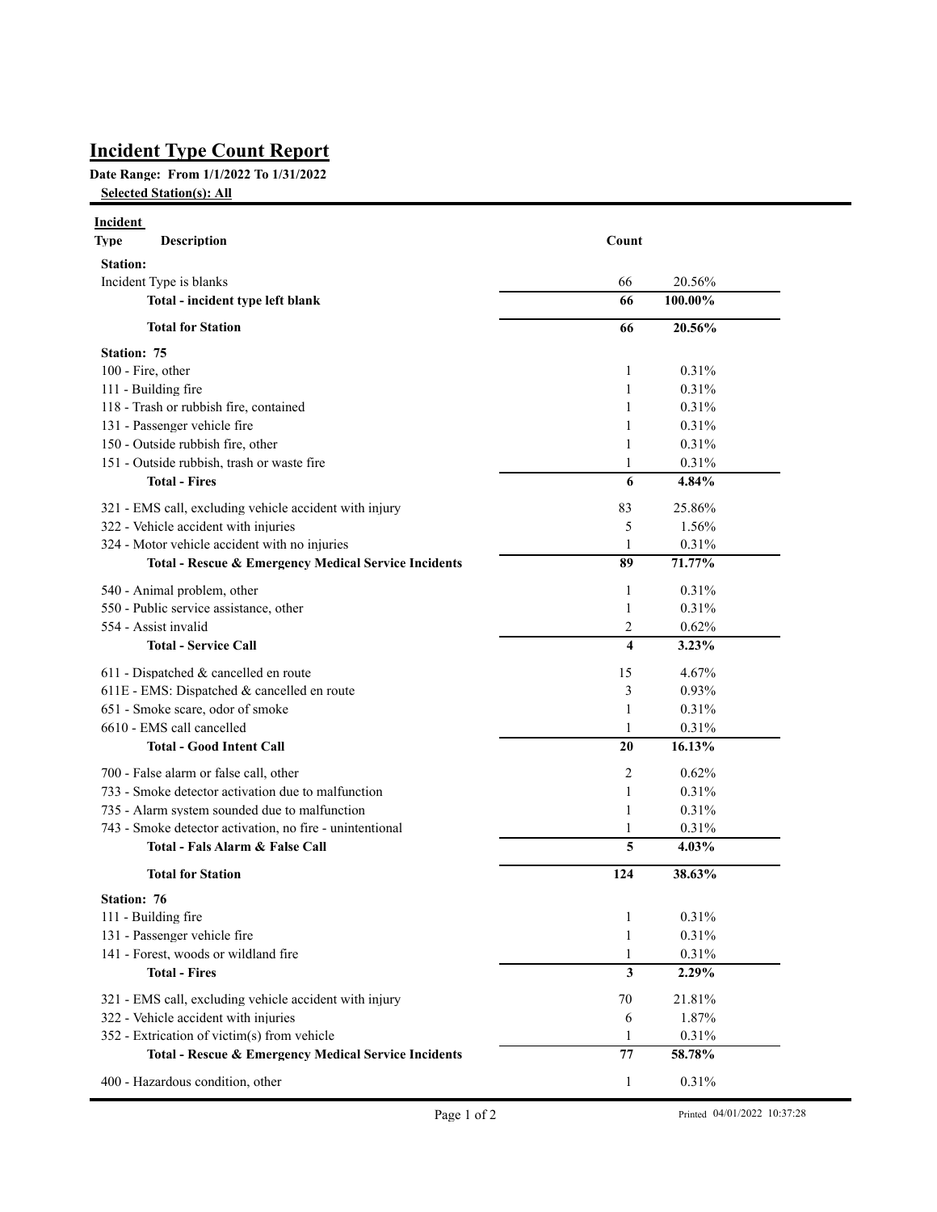# Incident Type Count Report

**Date Range: From 1/1/2022 To 1/31/2022**

**Selected Station(s): All**

| Incident Type Description | Count | |
|---|---|---|
| **Station:** | | |
| Incident Type is blanks | 66 | 20.56% |
| **Total - incident type left blank** | **66** | **100.00%** |
| **Total for Station** | **66** | **20.56%** |
| **Station: 75** | | |
| 100 - Fire, other | 1 | 0.31% |
| 111 - Building fire | 1 | 0.31% |
| 118 - Trash or rubbish fire, contained | 1 | 0.31% |
| 131 - Passenger vehicle fire | 1 | 0.31% |
| 150 - Outside rubbish fire, other | 1 | 0.31% |
| 151 - Outside rubbish, trash or waste fire | 1 | 0.31% |
| **Total - Fires** | **6** | **4.84%** |
| 321 - EMS call, excluding vehicle accident with injury | 83 | 25.86% |
| 322 - Vehicle accident with injuries | 5 | 1.56% |
| 324 - Motor vehicle accident with no injuries | 1 | 0.31% |
| **Total - Rescue & Emergency Medical Service Incidents** | **89** | **71.77%** |
| 540 - Animal problem, other | 1 | 0.31% |
| 550 - Public service assistance, other | 1 | 0.31% |
| 554 - Assist invalid | 2 | 0.62% |
| **Total - Service Call** | **4** | **3.23%** |
| 611 - Dispatched & cancelled en route | 15 | 4.67% |
| 611E - EMS: Dispatched & cancelled en route | 3 | 0.93% |
| 651 - Smoke scare, odor of smoke | 1 | 0.31% |
| 6610 - EMS call cancelled | 1 | 0.31% |
| **Total - Good Intent Call** | **20** | **16.13%** |
| 700 - False alarm or false call, other | 2 | 0.62% |
| 733 - Smoke detector activation due to malfunction | 1 | 0.31% |
| 735 - Alarm system sounded due to malfunction | 1 | 0.31% |
| 743 - Smoke detector activation, no fire - unintentional | 1 | 0.31% |
| **Total - Fals Alarm & False Call** | **5** | **4.03%** |
| **Total for Station** | **124** | **38.63%** |
| **Station: 76** | | |
| 111 - Building fire | 1 | 0.31% |
| 131 - Passenger vehicle fire | 1 | 0.31% |
| 141 - Forest, woods or wildland fire | 1 | 0.31% |
| **Total - Fires** | **3** | **2.29%** |
| 321 - EMS call, excluding vehicle accident with injury | 70 | 21.81% |
| 322 - Vehicle accident with injuries | 6 | 1.87% |
| 352 - Extrication of victim(s) from vehicle | 1 | 0.31% |
| **Total - Rescue & Emergency Medical Service Incidents** | **77** | **58.78%** |
| 400 - Hazardous condition, other | 1 | 0.31% |

Printed 04/01/2022 10:37:28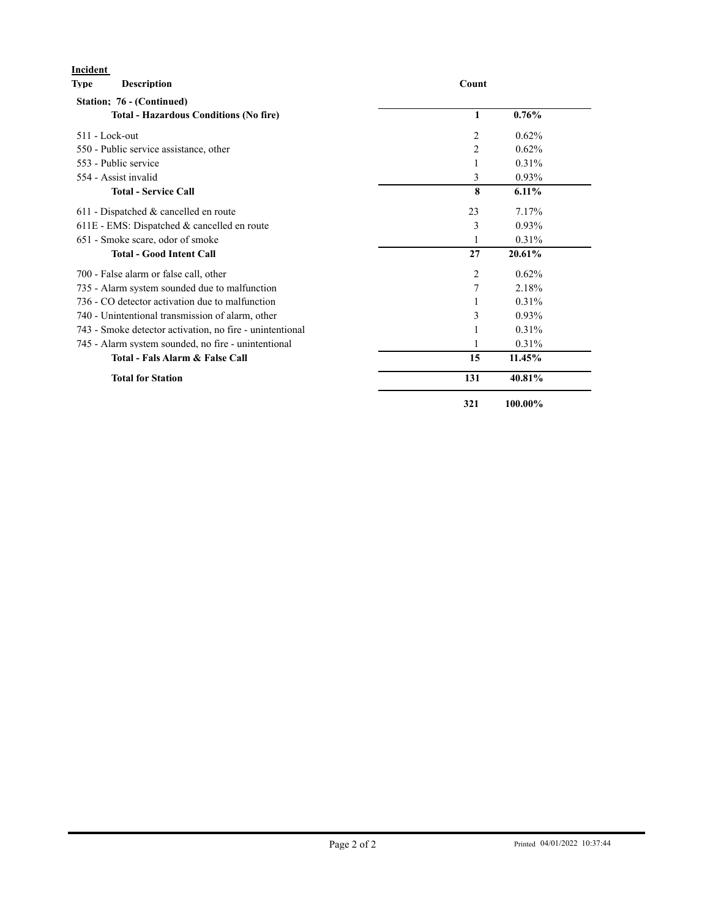| Incident Type | Description | Count | |
|---|---|---|---|
| **Station; 76 - (Continued)** | | | |
| | **Total - Hazardous Conditions (No fire)** | **1** | **0.76%** |
| 511 - Lock-out | | 2 | 0.62% |
| 550 - Public service assistance, other | | 2 | 0.62% |
| 553 - Public service | | 1 | 0.31% |
| 554 - Assist invalid | | 3 | 0.93% |
| | **Total - Service Call** | **8** | **6.11%** |
| 611 - Dispatched & cancelled en route | | 23 | 7.17% |
| 611E - EMS: Dispatched & cancelled en route | | 3 | 0.93% |
| 651 - Smoke scare, odor of smoke | | 1 | 0.31% |
| | **Total - Good Intent Call** | **27** | **20.61%** |
| 700 - False alarm or false call, other | | 2 | 0.62% |
| 735 - Alarm system sounded due to malfunction | | 7 | 2.18% |
| 736 - CO detector activation due to malfunction | | 1 | 0.31% |
| 740 - Unintentional transmission of alarm, other | | 3 | 0.93% |
| 743 - Smoke detector activation, no fire - unintentional | | 1 | 0.31% |
| 745 - Alarm system sounded, no fire - unintentional | | 1 | 0.31% |
| | **Total - Fals Alarm & False Call** | **15** | **11.45%** |
| | **Total for Station** | **131** | **40.81%** |
| | | **321** | **100.00%** |

Printed 04/01/2022 10:37:44